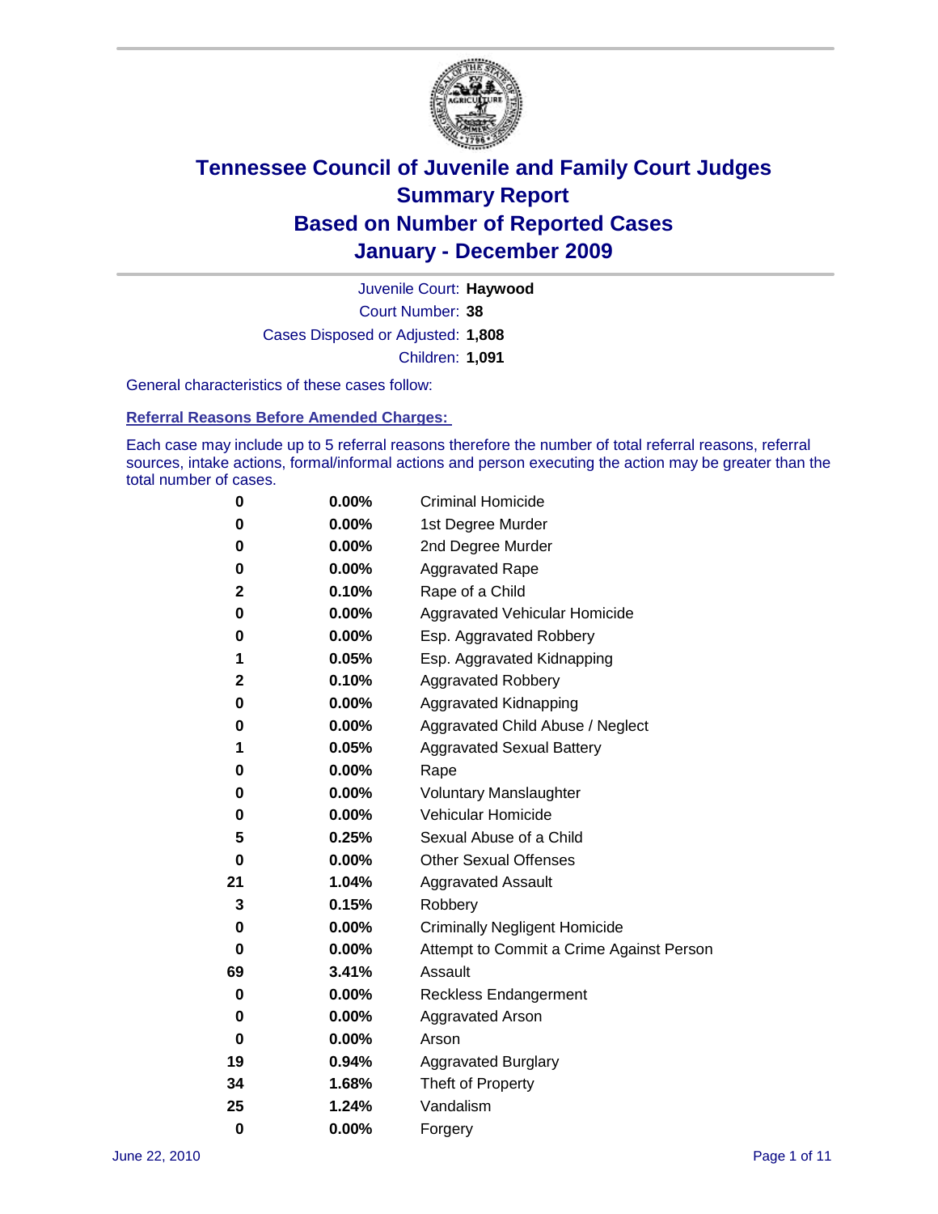# Tennessee Council of Juvenile and Family Court Judges
## Summary Report
## Based on Number of Reported Cases
## January - December 2009

Juvenile Court: **Haywood**
Court Number: **38**
Cases Disposed or Adjusted: **1,808**
Children: **1,091**

General characteristics of these cases follow:

### Referral Reasons Before Amended Charges:

Each case may include up to 5 referral reasons therefore the number of total referral reasons, referral sources, intake actions, formal/informal actions and person executing the action may be greater than the total number of cases.

| Count | Percent | Referral Reason |
|---|---|---|
| 0 | 0.00% | Criminal Homicide |
| 0 | 0.00% | 1st Degree Murder |
| 0 | 0.00% | 2nd Degree Murder |
| 0 | 0.00% | Aggravated Rape |
| 2 | 0.10% | Rape of a Child |
| 0 | 0.00% | Aggravated Vehicular Homicide |
| 0 | 0.00% | Esp. Aggravated Robbery |
| 1 | 0.05% | Esp. Aggravated Kidnapping |
| 2 | 0.10% | Aggravated Robbery |
| 0 | 0.00% | Aggravated Kidnapping |
| 0 | 0.00% | Aggravated Child Abuse / Neglect |
| 1 | 0.05% | Aggravated Sexual Battery |
| 0 | 0.00% | Rape |
| 0 | 0.00% | Voluntary Manslaughter |
| 0 | 0.00% | Vehicular Homicide |
| 5 | 0.25% | Sexual Abuse of a Child |
| 0 | 0.00% | Other Sexual Offenses |
| 21 | 1.04% | Aggravated Assault |
| 3 | 0.15% | Robbery |
| 0 | 0.00% | Criminally Negligent Homicide |
| 0 | 0.00% | Attempt to Commit a Crime Against Person |
| 69 | 3.41% | Assault |
| 0 | 0.00% | Reckless Endangerment |
| 0 | 0.00% | Aggravated Arson |
| 0 | 0.00% | Arson |
| 19 | 0.94% | Aggravated Burglary |
| 34 | 1.68% | Theft of Property |
| 25 | 1.24% | Vandalism |
| 0 | 0.00% | Forgery |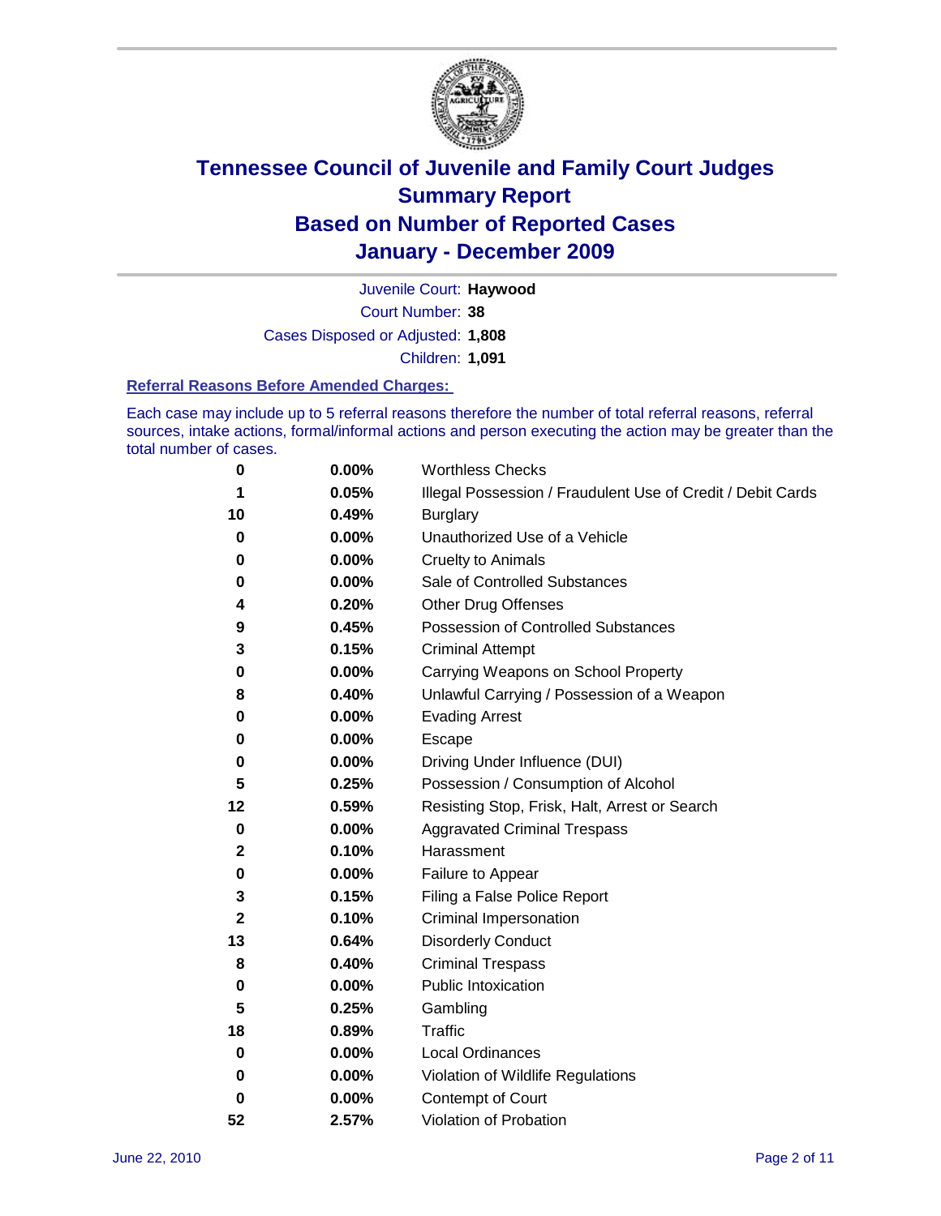# Tennessee Council of Juvenile and Family Court Judges
# Summary Report
# Based on Number of Reported Cases
# January - December 2009

Juvenile Court: **Haywood**

Court Number: **38**

Cases Disposed or Adjusted: **1,808**

Children: **1,091**

### Referral Reasons Before Amended Charges:

Each case may include up to 5 referral reasons therefore the number of total referral reasons, referral sources, intake actions, formal/informal actions and person executing the action may be greater than the total number of cases.

| Count | Percent | Referral Reason |
|---|---|---|
| 0 | 0.00% | Worthless Checks |
| 1 | 0.05% | Illegal Possession / Fraudulent Use of Credit / Debit Cards |
| 10 | 0.49% | Burglary |
| 0 | 0.00% | Unauthorized Use of a Vehicle |
| 0 | 0.00% | Cruelty to Animals |
| 0 | 0.00% | Sale of Controlled Substances |
| 4 | 0.20% | Other Drug Offenses |
| 9 | 0.45% | Possession of Controlled Substances |
| 3 | 0.15% | Criminal Attempt |
| 0 | 0.00% | Carrying Weapons on School Property |
| 8 | 0.40% | Unlawful Carrying / Possession of a Weapon |
| 0 | 0.00% | Evading Arrest |
| 0 | 0.00% | Escape |
| 0 | 0.00% | Driving Under Influence (DUI) |
| 5 | 0.25% | Possession / Consumption of Alcohol |
| 12 | 0.59% | Resisting Stop, Frisk, Halt, Arrest or Search |
| 0 | 0.00% | Aggravated Criminal Trespass |
| 2 | 0.10% | Harassment |
| 0 | 0.00% | Failure to Appear |
| 3 | 0.15% | Filing a False Police Report |
| 2 | 0.10% | Criminal Impersonation |
| 13 | 0.64% | Disorderly Conduct |
| 8 | 0.40% | Criminal Trespass |
| 0 | 0.00% | Public Intoxication |
| 5 | 0.25% | Gambling |
| 18 | 0.89% | Traffic |
| 0 | 0.00% | Local Ordinances |
| 0 | 0.00% | Violation of Wildlife Regulations |
| 0 | 0.00% | Contempt of Court |
| 52 | 2.57% | Violation of Probation |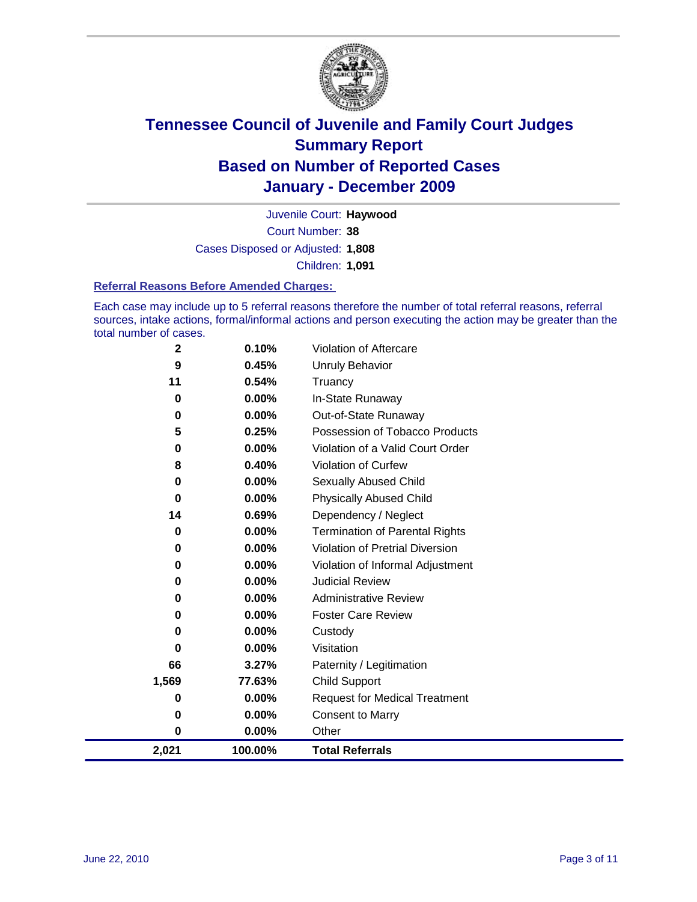# Tennessee Council of Juvenile and Family Court Judges
## Summary Report
## Based on Number of Reported Cases
## January - December 2009

Juvenile Court: **Haywood**
Court Number: **38**
Cases Disposed or Adjusted: **1,808**
Children: **1,091**

### Referral Reasons Before Amended Charges:

Each case may include up to 5 referral reasons therefore the number of total referral reasons, referral sources, intake actions, formal/informal actions and person executing the action may be greater than the total number of cases.

| Count | Percent | Referral Reason |
|---|---|---|
| 2 | 0.10% | Violation of Aftercare |
| 9 | 0.45% | Unruly Behavior |
| 11 | 0.54% | Truancy |
| 0 | 0.00% | In-State Runaway |
| 0 | 0.00% | Out-of-State Runaway |
| 5 | 0.25% | Possession of Tobacco Products |
| 0 | 0.00% | Violation of a Valid Court Order |
| 8 | 0.40% | Violation of Curfew |
| 0 | 0.00% | Sexually Abused Child |
| 0 | 0.00% | Physically Abused Child |
| 14 | 0.69% | Dependency / Neglect |
| 0 | 0.00% | Termination of Parental Rights |
| 0 | 0.00% | Violation of Pretrial Diversion |
| 0 | 0.00% | Violation of Informal Adjustment |
| 0 | 0.00% | Judicial Review |
| 0 | 0.00% | Administrative Review |
| 0 | 0.00% | Foster Care Review |
| 0 | 0.00% | Custody |
| 0 | 0.00% | Visitation |
| 66 | 3.27% | Paternity / Legitimation |
| 1,569 | 77.63% | Child Support |
| 0 | 0.00% | Request for Medical Treatment |
| 0 | 0.00% | Consent to Marry |
| 0 | 0.00% | Other |
| **2,021** | **100.00%** | **Total Referrals** |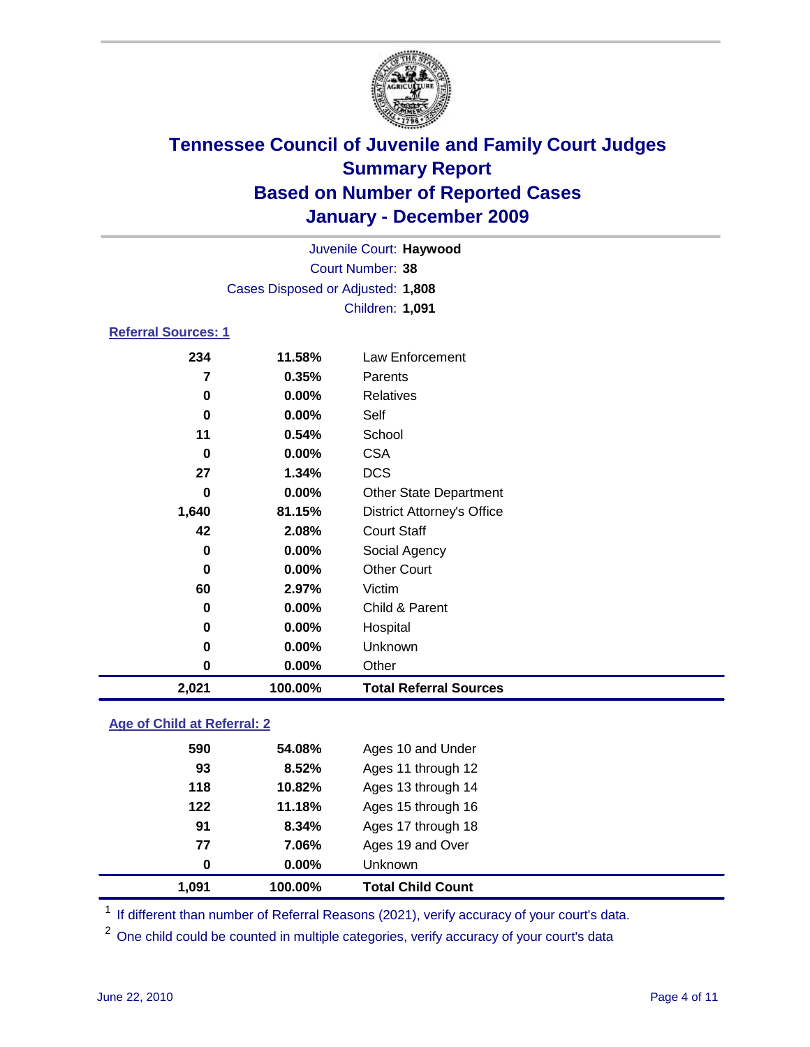# Tennessee Council of Juvenile and Family Court Judges
## Summary Report
## Based on Number of Reported Cases
## January - December 2009

Juvenile Court: **Haywood**
Court Number: **38**
Cases Disposed or Adjusted: **1,808**
Children: **1,091**

### Referral Sources: 1

| Count | Percent | Source |
|---|---|---|
| 234 | 11.58% | Law Enforcement |
| 7 | 0.35% | Parents |
| 0 | 0.00% | Relatives |
| 0 | 0.00% | Self |
| 11 | 0.54% | School |
| 0 | 0.00% | CSA |
| 27 | 1.34% | DCS |
| 0 | 0.00% | Other State Department |
| 1,640 | 81.15% | District Attorney's Office |
| 42 | 2.08% | Court Staff |
| 0 | 0.00% | Social Agency |
| 0 | 0.00% | Other Court |
| 60 | 2.97% | Victim |
| 0 | 0.00% | Child & Parent |
| 0 | 0.00% | Hospital |
| 0 | 0.00% | Unknown |
| 0 | 0.00% | Other |
| **2,021** | **100.00%** | **Total Referral Sources** |

### Age of Child at Referral: 2

| Count | Percent | Age |
|---|---|---|
| 590 | 54.08% | Ages 10 and Under |
| 93 | 8.52% | Ages 11 through 12 |
| 118 | 10.82% | Ages 13 through 14 |
| 122 | 11.18% | Ages 15 through 16 |
| 91 | 8.34% | Ages 17 through 18 |
| 77 | 7.06% | Ages 19 and Over |
| 0 | 0.00% | Unknown |
| **1,091** | **100.00%** | **Total Child Count** |

[1] If different than number of Referral Reasons (2021), verify accuracy of your court's data.

[2] One child could be counted in multiple categories, verify accuracy of your court's data

June 22, 2010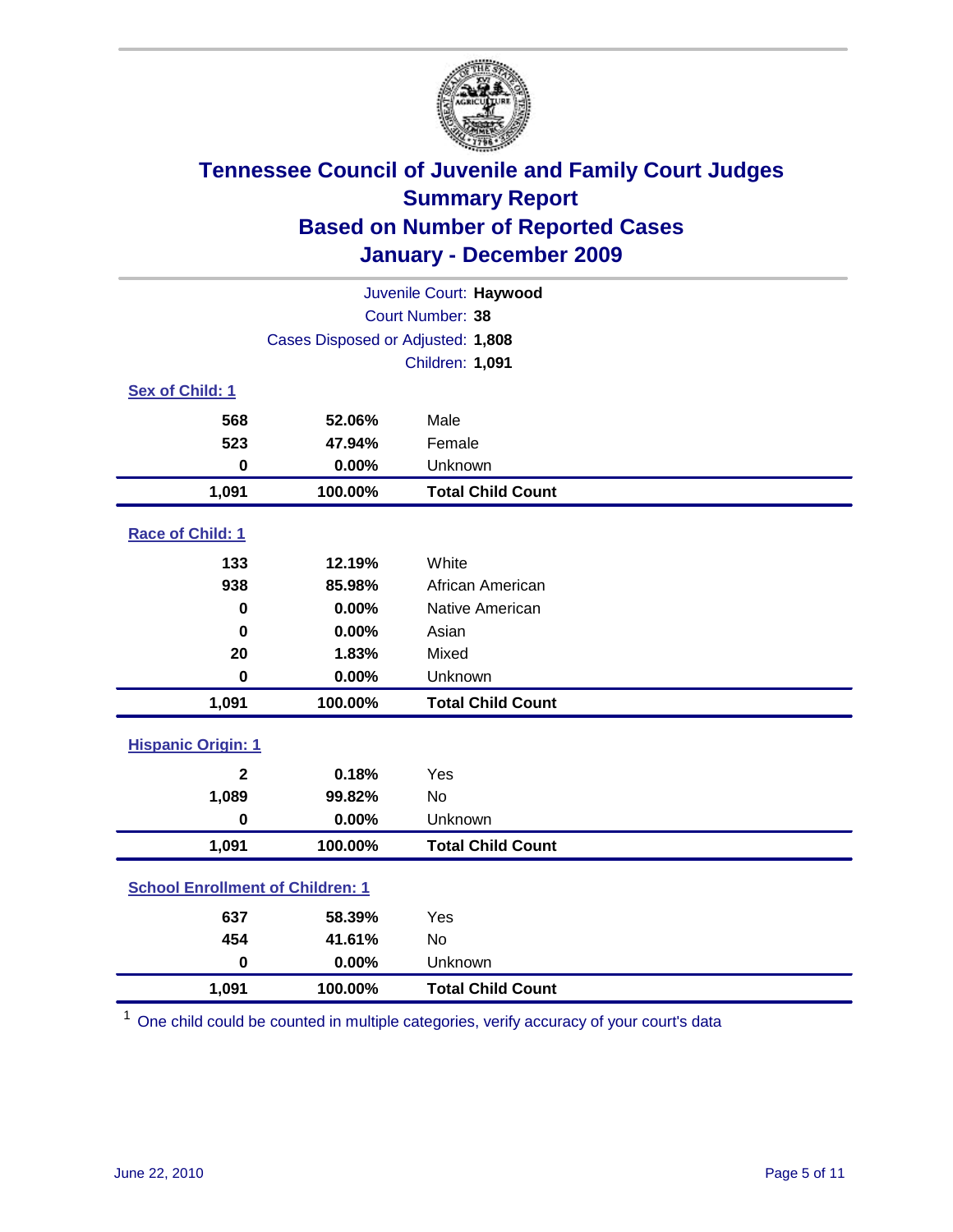# Tennessee Council of Juvenile and Family Court Judges
## Summary Report
## Based on Number of Reported Cases
## January - December 2009

Juvenile Court: **Haywood**

Court Number: **38**

Cases Disposed or Adjusted: **1,808**

Children: **1,091**

### Sex of Child: 1

| | | |
|---|---|---|
| 568 | 52.06% | Male |
| 523 | 47.94% | Female |
| 0 | 0.00% | Unknown |
| **1,091** | **100.00%** | **Total Child Count** |

### Race of Child: 1

| | | |
|---|---|---|
| 133 | 12.19% | White |
| 938 | 85.98% | African American |
| 0 | 0.00% | Native American |
| 0 | 0.00% | Asian |
| 20 | 1.83% | Mixed |
| 0 | 0.00% | Unknown |
| **1,091** | **100.00%** | **Total Child Count** |

### Hispanic Origin: 1

| | | |
|---|---|---|
| 2 | 0.18% | Yes |
| 1,089 | 99.82% | No |
| 0 | 0.00% | Unknown |
| **1,091** | **100.00%** | **Total Child Count** |

### School Enrollment of Children: 1

| | | |
|---|---|---|
| 637 | 58.39% | Yes |
| 454 | 41.61% | No |
| 0 | 0.00% | Unknown |
| **1,091** | **100.00%** | **Total Child Count** |

[1] One child could be counted in multiple categories, verify accuracy of your court's data

June 22, 2010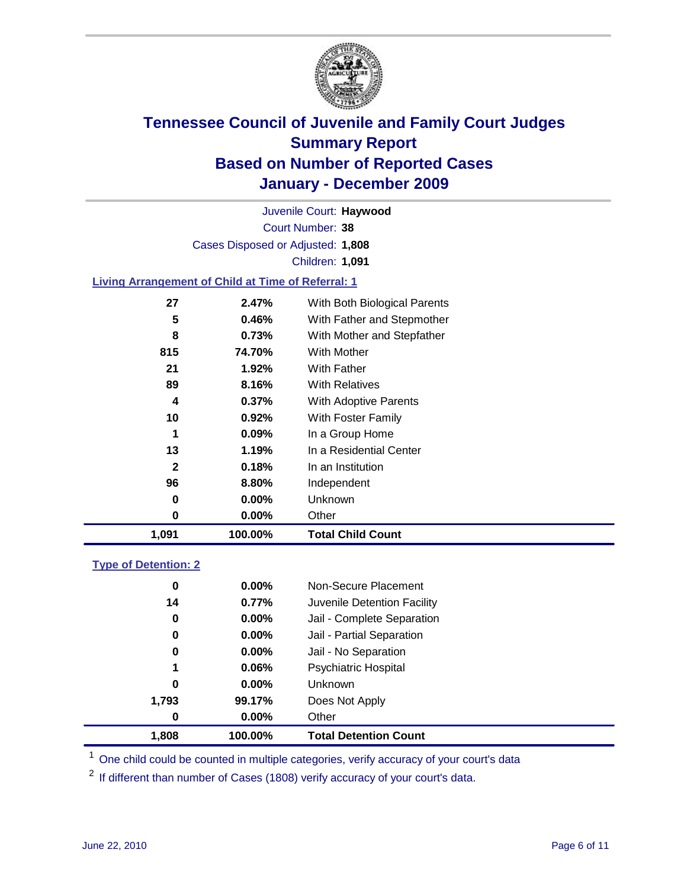# Tennessee Council of Juvenile and Family Court Judges
## Summary Report
## Based on Number of Reported Cases
## January - December 2009

Juvenile Court: **Haywood**

Court Number: **38**

Cases Disposed or Adjusted: **1,808**

Children: **1,091**

### Living Arrangement of Child at Time of Referral: 1

| Count | Percent | Living Arrangement |
|---|---|---|
| 27 | 2.47% | With Both Biological Parents |
| 5 | 0.46% | With Father and Stepmother |
| 8 | 0.73% | With Mother and Stepfather |
| 815 | 74.70% | With Mother |
| 21 | 1.92% | With Father |
| 89 | 8.16% | With Relatives |
| 4 | 0.37% | With Adoptive Parents |
| 10 | 0.92% | With Foster Family |
| 1 | 0.09% | In a Group Home |
| 13 | 1.19% | In a Residential Center |
| 2 | 0.18% | In an Institution |
| 96 | 8.80% | Independent |
| 0 | 0.00% | Unknown |
| 0 | 0.00% | Other |
| **1,091** | **100.00%** | **Total Child Count** |

### Type of Detention: 2

| Count | Percent | Type of Detention |
|---|---|---|
| 0 | 0.00% | Non-Secure Placement |
| 14 | 0.77% | Juvenile Detention Facility |
| 0 | 0.00% | Jail - Complete Separation |
| 0 | 0.00% | Jail - Partial Separation |
| 0 | 0.00% | Jail - No Separation |
| 1 | 0.06% | Psychiatric Hospital |
| 0 | 0.00% | Unknown |
| 1,793 | 99.17% | Does Not Apply |
| 0 | 0.00% | Other |
| **1,808** | **100.00%** | **Total Detention Count** |

[1] One child could be counted in multiple categories, verify accuracy of your court's data

[2] If different than number of Cases (1808) verify accuracy of your court's data.

June 22, 2010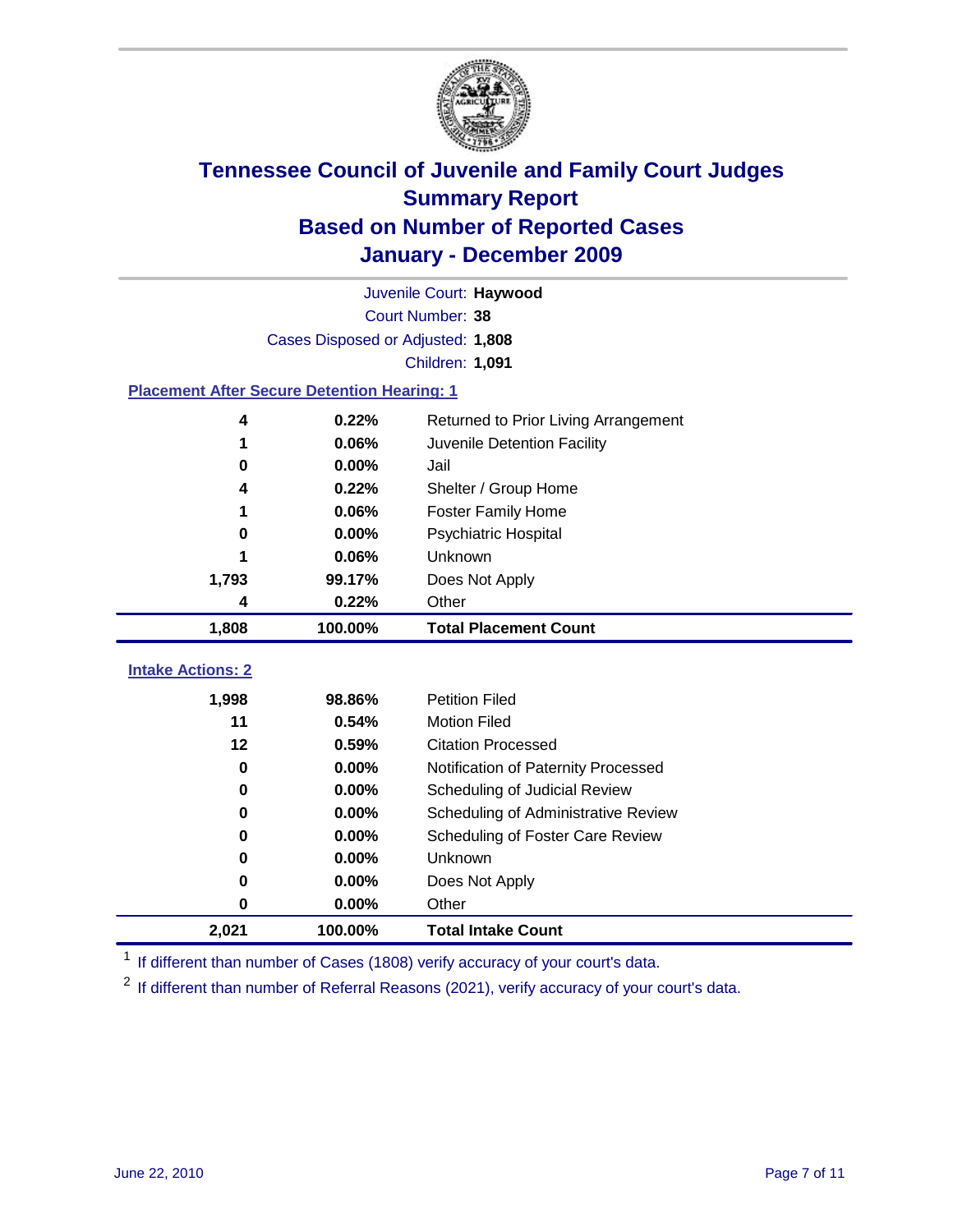# Tennessee Council of Juvenile and Family Court Judges
## Summary Report
## Based on Number of Reported Cases
## January - December 2009

Juvenile Court: **Haywood**

Court Number: **38**

Cases Disposed or Adjusted: **1,808**

Children: **1,091**

### Placement After Secure Detention Hearing: 1

| Count | Percent | Placement |
|---|---|---|
| 4 | 0.22% | Returned to Prior Living Arrangement |
| 1 | 0.06% | Juvenile Detention Facility |
| 0 | 0.00% | Jail |
| 4 | 0.22% | Shelter / Group Home |
| 1 | 0.06% | Foster Family Home |
| 0 | 0.00% | Psychiatric Hospital |
| 1 | 0.06% | Unknown |
| 1,793 | 99.17% | Does Not Apply |
| 4 | 0.22% | Other |
| **1,808** | **100.00%** | **Total Placement Count** |

### Intake Actions: 2

| Count | Percent | Action |
|---|---|---|
| 1,998 | 98.86% | Petition Filed |
| 11 | 0.54% | Motion Filed |
| 12 | 0.59% | Citation Processed |
| 0 | 0.00% | Notification of Paternity Processed |
| 0 | 0.00% | Scheduling of Judicial Review |
| 0 | 0.00% | Scheduling of Administrative Review |
| 0 | 0.00% | Scheduling of Foster Care Review |
| 0 | 0.00% | Unknown |
| 0 | 0.00% | Does Not Apply |
| 0 | 0.00% | Other |
| **2,021** | **100.00%** | **Total Intake Count** |

[1] If different than number of Cases (1808) verify accuracy of your court's data.

[2] If different than number of Referral Reasons (2021), verify accuracy of your court's data.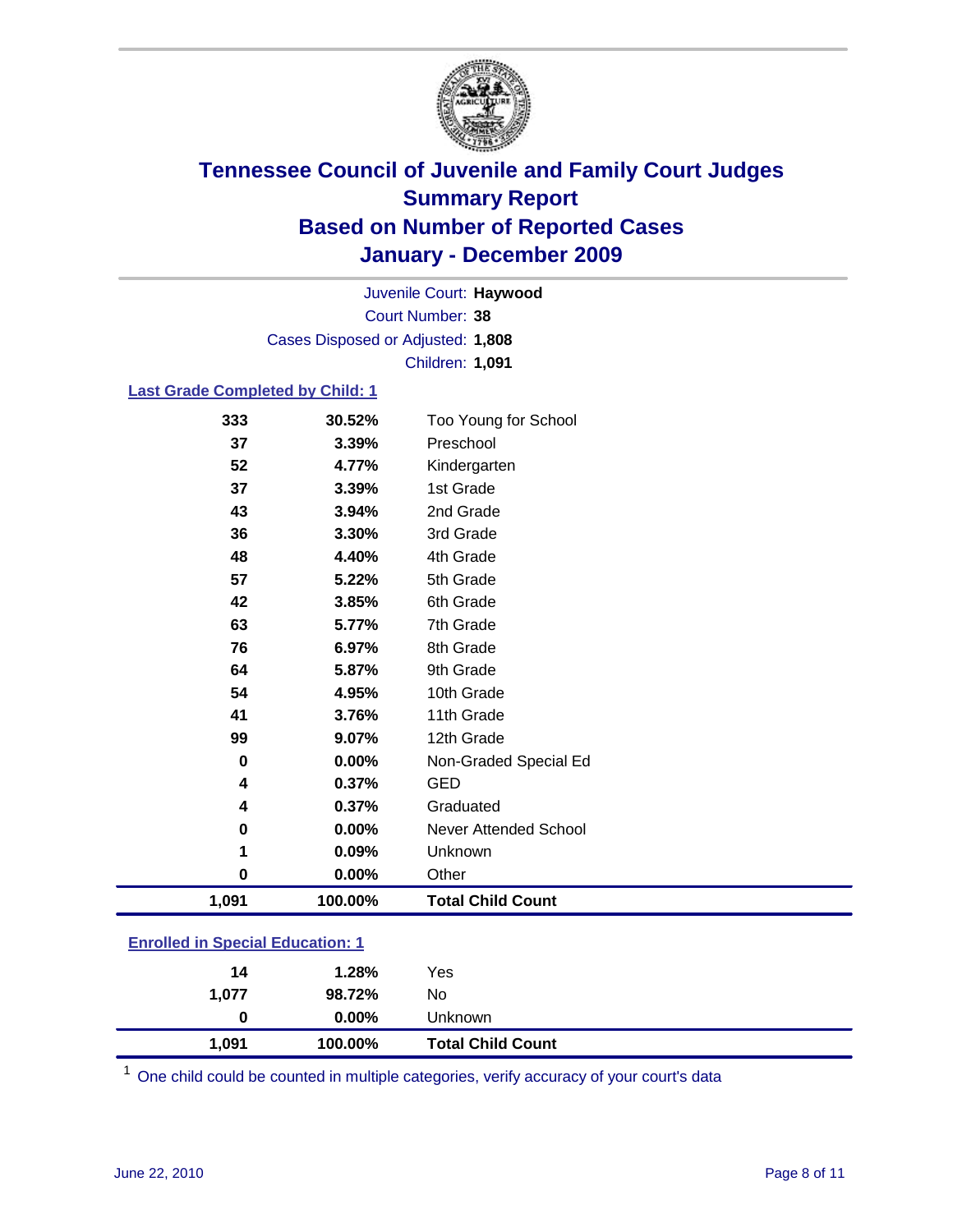# Tennessee Council of Juvenile and Family Court Judges
## Summary Report
## Based on Number of Reported Cases
## January - December 2009

Juvenile Court: **Haywood**
Court Number: **38**
Cases Disposed or Adjusted: **1,808**
Children: **1,091**

### Last Grade Completed by Child: 1

| | | |
|---|---|---|
| 333 | 30.52% | Too Young for School |
| 37 | 3.39% | Preschool |
| 52 | 4.77% | Kindergarten |
| 37 | 3.39% | 1st Grade |
| 43 | 3.94% | 2nd Grade |
| 36 | 3.30% | 3rd Grade |
| 48 | 4.40% | 4th Grade |
| 57 | 5.22% | 5th Grade |
| 42 | 3.85% | 6th Grade |
| 63 | 5.77% | 7th Grade |
| 76 | 6.97% | 8th Grade |
| 64 | 5.87% | 9th Grade |
| 54 | 4.95% | 10th Grade |
| 41 | 3.76% | 11th Grade |
| 99 | 9.07% | 12th Grade |
| 0 | 0.00% | Non-Graded Special Ed |
| 4 | 0.37% | GED |
| 4 | 0.37% | Graduated |
| 0 | 0.00% | Never Attended School |
| 1 | 0.09% | Unknown |
| 0 | 0.00% | Other |
| **1,091** | **100.00%** | **Total Child Count** |

### Enrolled in Special Education: 1

| | | |
|---|---|---|
| 14 | 1.28% | Yes |
| 1,077 | 98.72% | No |
| 0 | 0.00% | Unknown |
| **1,091** | **100.00%** | **Total Child Count** |

[1] One child could be counted in multiple categories, verify accuracy of your court's data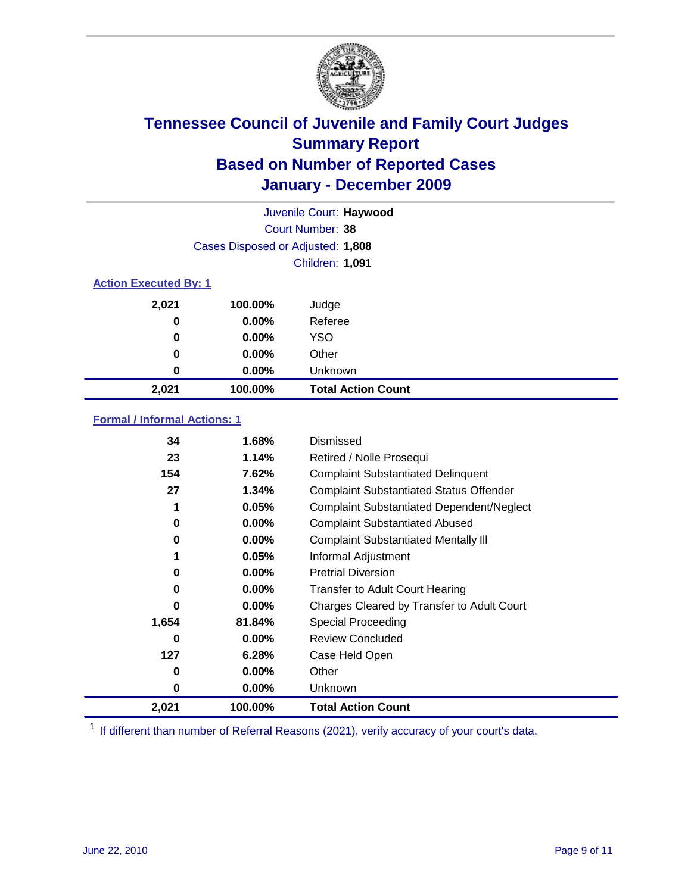# Tennessee Council of Juvenile and Family Court Judges
## Summary Report
## Based on Number of Reported Cases
## January - December 2009

Juvenile Court: **Haywood**
Court Number: **38**
Cases Disposed or Adjusted: **1,808**
Children: **1,091**

### Action Executed By: 1

| | | |
|---|---|---|
| 2,021 | 100.00% | Judge |
| 0 | 0.00% | Referee |
| 0 | 0.00% | YSO |
| 0 | 0.00% | Other |
| 0 | 0.00% | Unknown |
| **2,021** | **100.00%** | **Total Action Count** |

### Formal / Informal Actions: 1

| | | |
|---|---|---|
| 34 | 1.68% | Dismissed |
| 23 | 1.14% | Retired / Nolle Prosequi |
| 154 | 7.62% | Complaint Substantiated Delinquent |
| 27 | 1.34% | Complaint Substantiated Status Offender |
| 1 | 0.05% | Complaint Substantiated Dependent/Neglect |
| 0 | 0.00% | Complaint Substantiated Abused |
| 0 | 0.00% | Complaint Substantiated Mentally Ill |
| 1 | 0.05% | Informal Adjustment |
| 0 | 0.00% | Pretrial Diversion |
| 0 | 0.00% | Transfer to Adult Court Hearing |
| 0 | 0.00% | Charges Cleared by Transfer to Adult Court |
| 1,654 | 81.84% | Special Proceeding |
| 0 | 0.00% | Review Concluded |
| 127 | 6.28% | Case Held Open |
| 0 | 0.00% | Other |
| 0 | 0.00% | Unknown |
| **2,021** | **100.00%** | **Total Action Count** |

[1] If different than number of Referral Reasons (2021), verify accuracy of your court's data.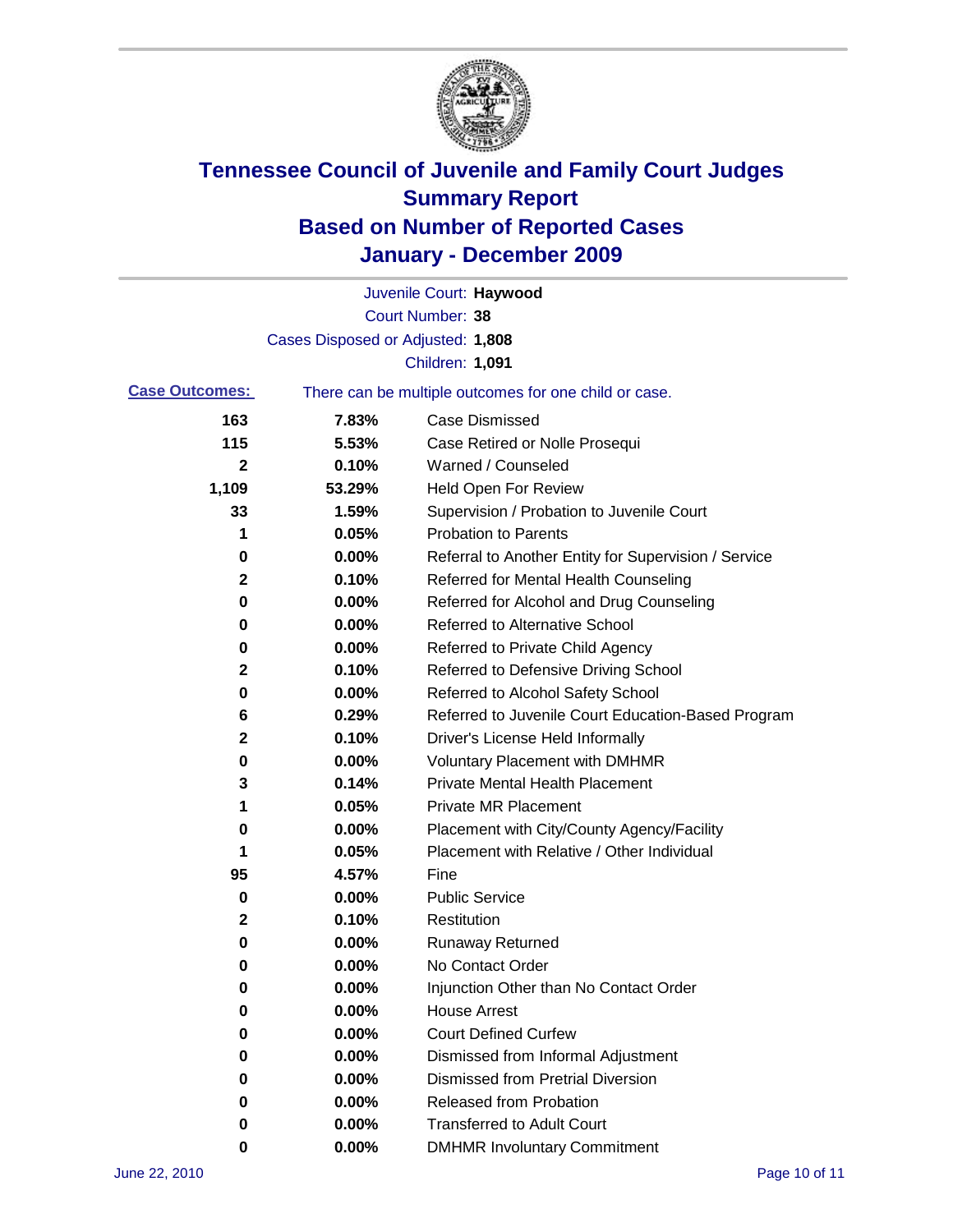# Tennessee Council of Juvenile and Family Court Judges
## Summary Report
## Based on Number of Reported Cases
## January - December 2009

Juvenile Court: **Haywood**
Court Number: **38**
Cases Disposed or Adjusted: **1,808**
Children: **1,091**

**Case Outcomes:** There can be multiple outcomes for one child or case.

| | | |
|---|---|---|
| 163 | 7.83% | Case Dismissed |
| 115 | 5.53% | Case Retired or Nolle Prosequi |
| 2 | 0.10% | Warned / Counseled |
| 1,109 | 53.29% | Held Open For Review |
| 33 | 1.59% | Supervision / Probation to Juvenile Court |
| 1 | 0.05% | Probation to Parents |
| 0 | 0.00% | Referral to Another Entity for Supervision / Service |
| 2 | 0.10% | Referred for Mental Health Counseling |
| 0 | 0.00% | Referred for Alcohol and Drug Counseling |
| 0 | 0.00% | Referred to Alternative School |
| 0 | 0.00% | Referred to Private Child Agency |
| 2 | 0.10% | Referred to Defensive Driving School |
| 0 | 0.00% | Referred to Alcohol Safety School |
| 6 | 0.29% | Referred to Juvenile Court Education-Based Program |
| 2 | 0.10% | Driver's License Held Informally |
| 0 | 0.00% | Voluntary Placement with DMHMR |
| 3 | 0.14% | Private Mental Health Placement |
| 1 | 0.05% | Private MR Placement |
| 0 | 0.00% | Placement with City/County Agency/Facility |
| 1 | 0.05% | Placement with Relative / Other Individual |
| 95 | 4.57% | Fine |
| 0 | 0.00% | Public Service |
| 2 | 0.10% | Restitution |
| 0 | 0.00% | Runaway Returned |
| 0 | 0.00% | No Contact Order |
| 0 | 0.00% | Injunction Other than No Contact Order |
| 0 | 0.00% | House Arrest |
| 0 | 0.00% | Court Defined Curfew |
| 0 | 0.00% | Dismissed from Informal Adjustment |
| 0 | 0.00% | Dismissed from Pretrial Diversion |
| 0 | 0.00% | Released from Probation |
| 0 | 0.00% | Transferred to Adult Court |
| 0 | 0.00% | DMHMR Involuntary Commitment |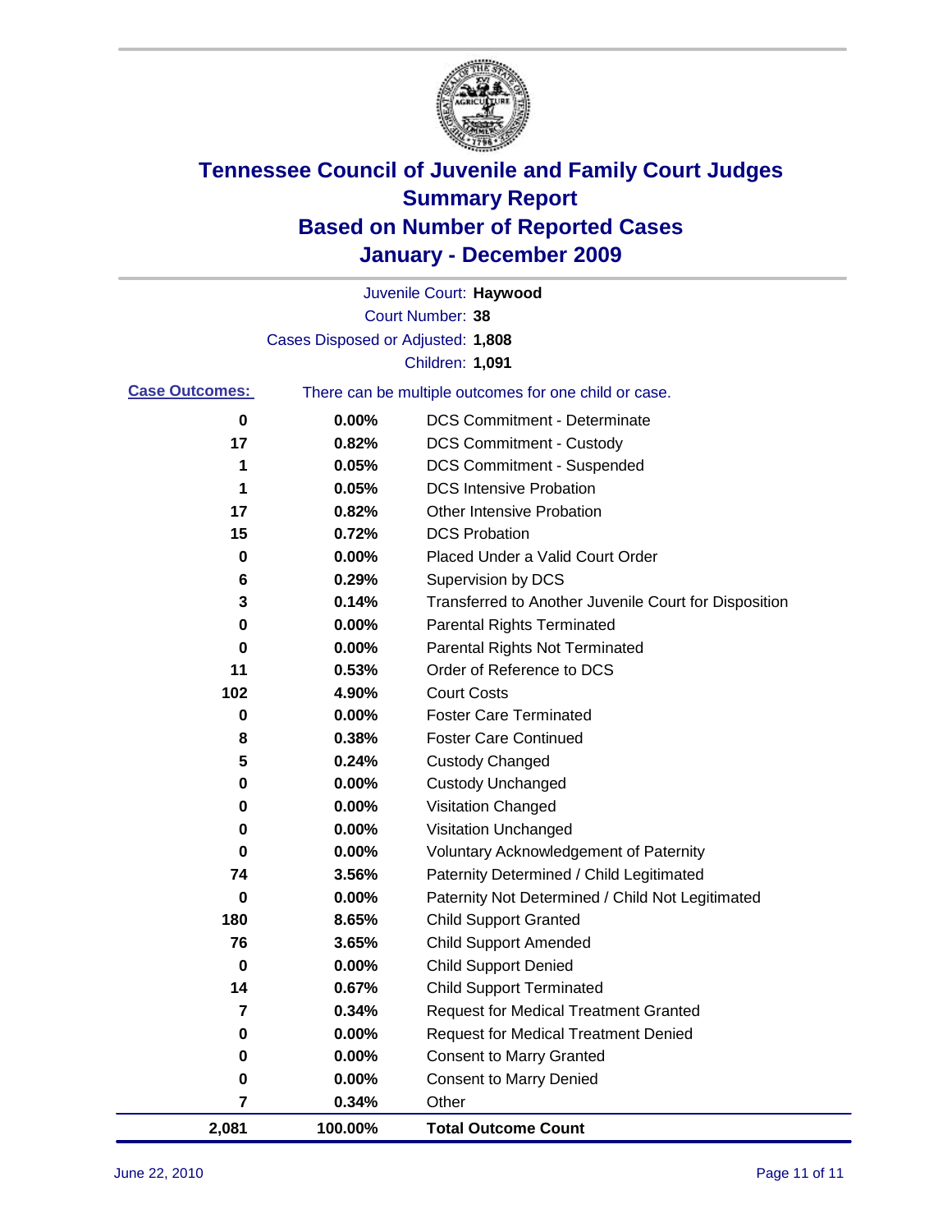# Tennessee Council of Juvenile and Family Court Judges
# Summary Report
# Based on Number of Reported Cases
# January - December 2009

Juvenile Court: **Haywood**

Court Number: **38**

Cases Disposed or Adjusted: **1,808**

Children: **1,091**

| Case Outcomes: | | There can be multiple outcomes for one child or case. |
|---|---|---|
| **0** | **0.00%** | DCS Commitment - Determinate |
| **17** | **0.82%** | DCS Commitment - Custody |
| **1** | **0.05%** | DCS Commitment - Suspended |
| **1** | **0.05%** | DCS Intensive Probation |
| **17** | **0.82%** | Other Intensive Probation |
| **15** | **0.72%** | DCS Probation |
| **0** | **0.00%** | Placed Under a Valid Court Order |
| **6** | **0.29%** | Supervision by DCS |
| **3** | **0.14%** | Transferred to Another Juvenile Court for Disposition |
| **0** | **0.00%** | Parental Rights Terminated |
| **0** | **0.00%** | Parental Rights Not Terminated |
| **11** | **0.53%** | Order of Reference to DCS |
| **102** | **4.90%** | Court Costs |
| **0** | **0.00%** | Foster Care Terminated |
| **8** | **0.38%** | Foster Care Continued |
| **5** | **0.24%** | Custody Changed |
| **0** | **0.00%** | Custody Unchanged |
| **0** | **0.00%** | Visitation Changed |
| **0** | **0.00%** | Visitation Unchanged |
| **0** | **0.00%** | Voluntary Acknowledgement of Paternity |
| **74** | **3.56%** | Paternity Determined / Child Legitimated |
| **0** | **0.00%** | Paternity Not Determined / Child Not Legitimated |
| **180** | **8.65%** | Child Support Granted |
| **76** | **3.65%** | Child Support Amended |
| **0** | **0.00%** | Child Support Denied |
| **14** | **0.67%** | Child Support Terminated |
| **7** | **0.34%** | Request for Medical Treatment Granted |
| **0** | **0.00%** | Request for Medical Treatment Denied |
| **0** | **0.00%** | Consent to Marry Granted |
| **0** | **0.00%** | Consent to Marry Denied |
| **7** | **0.34%** | Other |
| **2,081** | **100.00%** | **Total Outcome Count** |

June 22, 2010